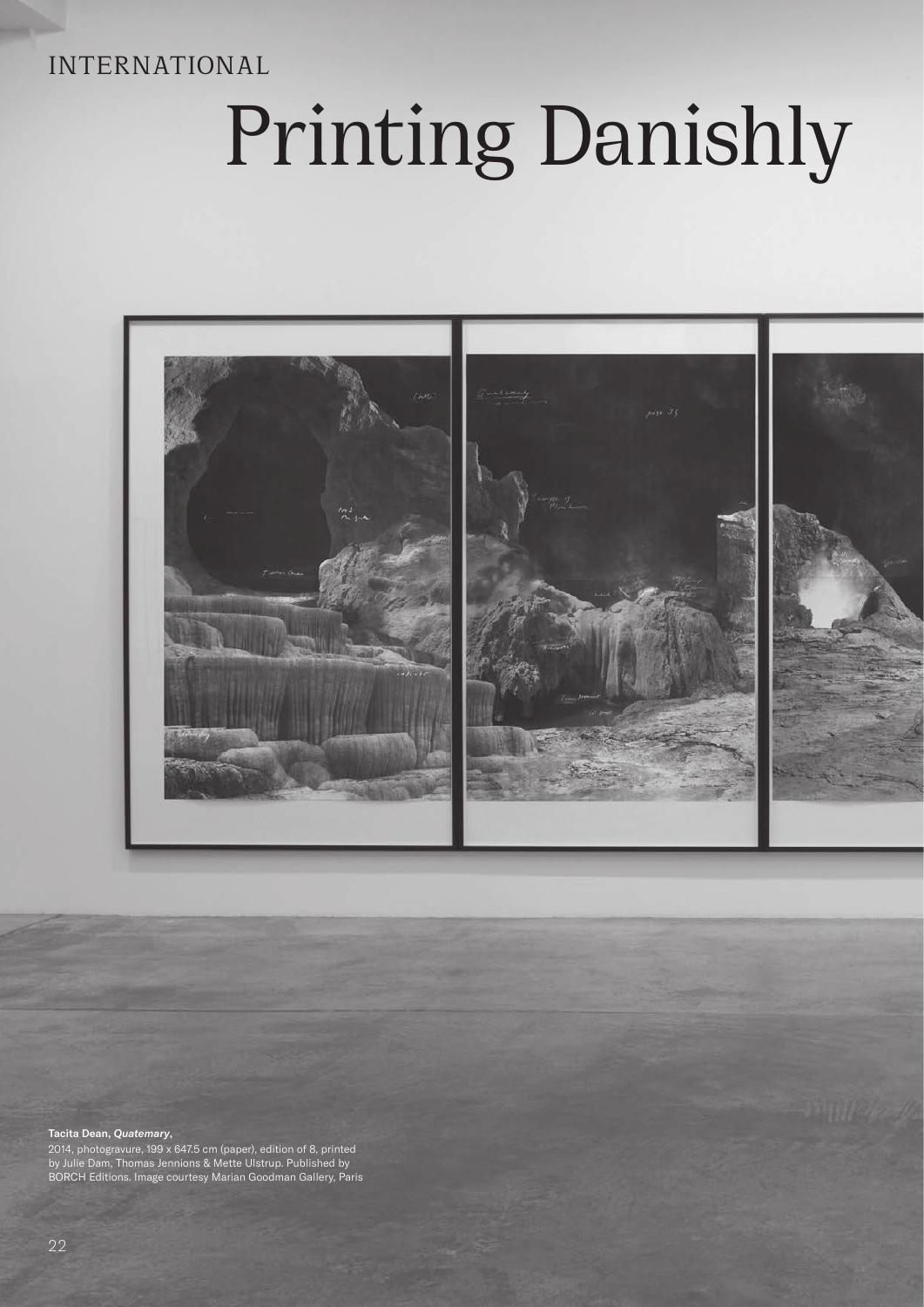INTERNATIONAL

# Printing Danishly

**Tacita Dean, *Quatemary*,**
2014, photogravure, 199 x 647.5 cm (paper), edition of 8, printed by Julie Dam, Thomas Jennions & Mette Ulstrup. Published by BORCH Editions. Image courtesy Marian Goodman Gallery, Paris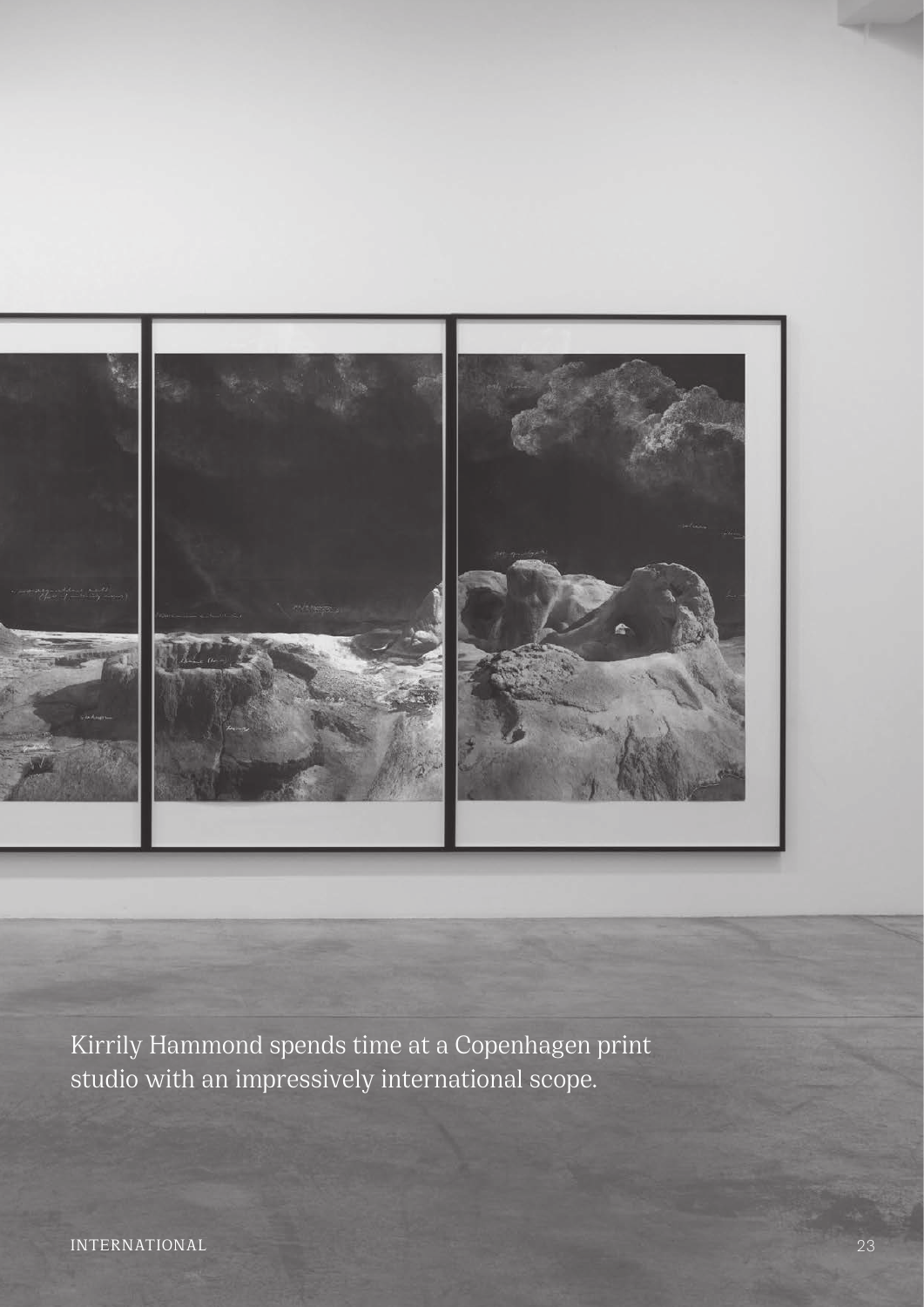Kirrily Hammond spends time at a Copenhagen print studio with an impressively international scope.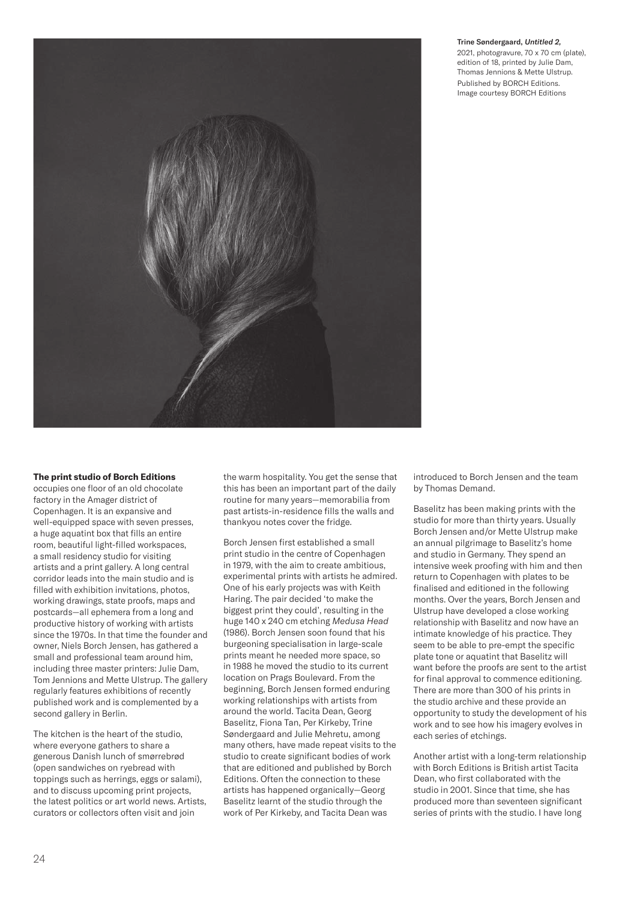**Trine Søndergaard, *Untitled 2*,**
2021, photogravure, 70 x 70 cm (plate), edition of 18, printed by Julie Dam, Thomas Jennions & Mette Ulstrup. Published by BORCH Editions. Image courtesy BORCH Editions

**The print studio of Borch Editions** occupies one floor of an old chocolate factory in the Amager district of Copenhagen. It is an expansive and well-equipped space with seven presses, a huge aquatint box that fills an entire room, beautiful light-filled workspaces, a small residency studio for visiting artists and a print gallery. A long central corridor leads into the main studio and is filled with exhibition invitations, photos, working drawings, state proofs, maps and postcards—all ephemera from a long and productive history of working with artists since the 1970s. In that time the founder and owner, Niels Borch Jensen, has gathered a small and professional team around him, including three master printers: Julie Dam, Tom Jennions and Mette Ulstrup. The gallery regularly features exhibitions of recently published work and is complemented by a second gallery in Berlin.

The kitchen is the heart of the studio, where everyone gathers to share a generous Danish lunch of smørrebrød (open sandwiches on ryebread with toppings such as herrings, eggs or salami), and to discuss upcoming print projects, the latest politics or art world news. Artists, curators or collectors often visit and join the warm hospitality. You get the sense that this has been an important part of the daily routine for many years—memorabilia from past artists-in-residence fills the walls and thankyou notes cover the fridge.

Borch Jensen first established a small print studio in the centre of Copenhagen in 1979, with the aim to create ambitious, experimental prints with artists he admired. One of his early projects was with Keith Haring. The pair decided 'to make the biggest print they could', resulting in the huge 140 x 240 cm etching *Medusa Head* (1986). Borch Jensen soon found that his burgeoning specialisation in large-scale prints meant he needed more space, so in 1988 he moved the studio to its current location on Prags Boulevard. From the beginning, Borch Jensen formed enduring working relationships with artists from around the world. Tacita Dean, Georg Baselitz, Fiona Tan, Per Kirkeby, Trine Søndergaard and Julie Mehretu, among many others, have made repeat visits to the studio to create significant bodies of work that are editioned and published by Borch Editions. Often the connection to these artists has happened organically—Georg Baselitz learnt of the studio through the work of Per Kirkeby, and Tacita Dean was introduced to Borch Jensen and the team by Thomas Demand.

Baselitz has been making prints with the studio for more than thirty years. Usually Borch Jensen and/or Mette Ulstrup make an annual pilgrimage to Baselitz's home and studio in Germany. They spend an intensive week proofing with him and then return to Copenhagen with plates to be finalised and editioned in the following months. Over the years, Borch Jensen and Ulstrup have developed a close working relationship with Baselitz and now have an intimate knowledge of his practice. They seem to be able to pre-empt the specific plate tone or aquatint that Baselitz will want before the proofs are sent to the artist for final approval to commence editioning. There are more than 300 of his prints in the studio archive and these provide an opportunity to study the development of his work and to see how his imagery evolves in each series of etchings.

Another artist with a long-term relationship with Borch Editions is British artist Tacita Dean, who first collaborated with the studio in 2001. Since that time, she has produced more than seventeen significant series of prints with the studio. I have long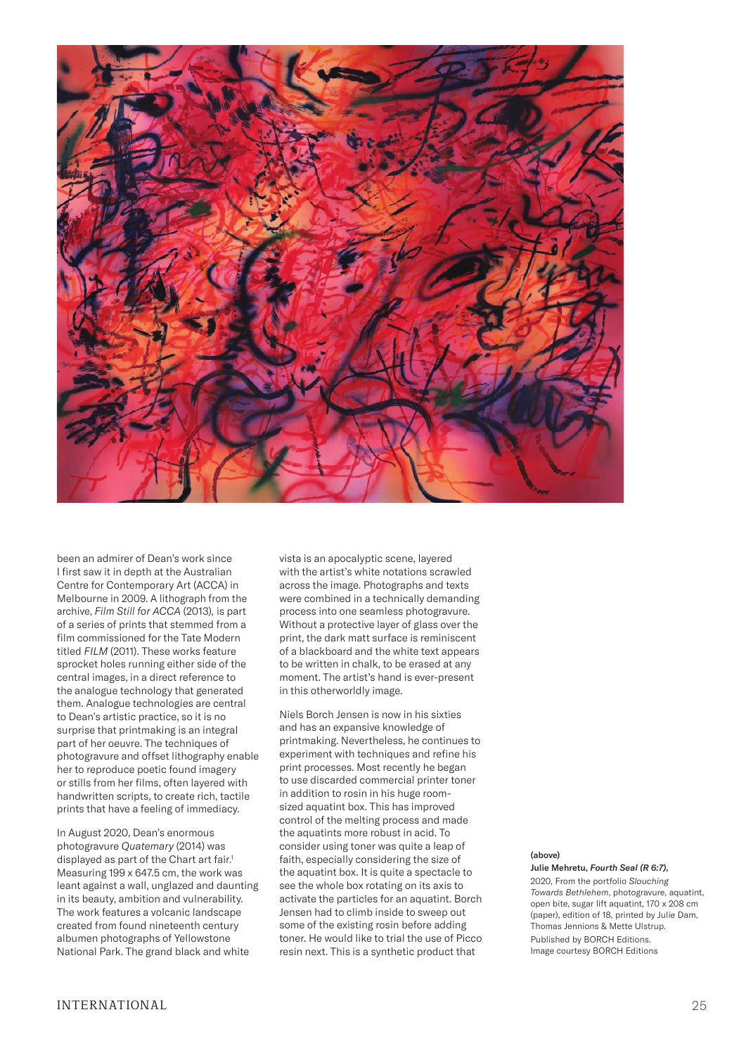been an admirer of Dean's work since I first saw it in depth at the Australian Centre for Contemporary Art (ACCA) in Melbourne in 2009. A lithograph from the archive, *Film Still for ACCA* (2013), is part of a series of prints that stemmed from a film commissioned for the Tate Modern titled *FILM* (2011). These works feature sprocket holes running either side of the central images, in a direct reference to the analogue technology that generated them. Analogue technologies are central to Dean's artistic practice, so it is no surprise that printmaking is an integral part of her oeuvre. The techniques of photogravure and offset lithography enable her to reproduce poetic found imagery or stills from her films, often layered with handwritten scripts, to create rich, tactile prints that have a feeling of immediacy.

In August 2020, Dean's enormous photogravure *Quatemary* (2014) was displayed as part of the Chart art fair.[1] Measuring 199 x 647.5 cm, the work was leant against a wall, unglazed and daunting in its beauty, ambition and vulnerability. The work features a volcanic landscape created from found nineteenth century albumen photographs of Yellowstone National Park. The grand black and white vista is an apocalyptic scene, layered with the artist's white notations scrawled across the image. Photographs and texts were combined in a technically demanding process into one seamless photogravure. Without a protective layer of glass over the print, the dark matt surface is reminiscent of a blackboard and the white text appears to be written in chalk, to be erased at any moment. The artist's hand is ever-present in this otherworldly image.

Niels Borch Jensen is now in his sixties and has an expansive knowledge of printmaking. Nevertheless, he continues to experiment with techniques and refine his print processes. Most recently he began to use discarded commercial printer toner in addition to rosin in his huge room-sized aquatint box. This has improved control of the melting process and made the aquatints more robust in acid. To consider using toner was quite a leap of faith, especially considering the size of the aquatint box. It is quite a spectacle to see the whole box rotating on its axis to activate the particles for an aquatint. Borch Jensen had to climb inside to sweep out some of the existing rosin before adding toner. He would like to trial the use of Picco resin next. This is a synthetic product that

**(above)**
**Julie Mehretu, *Fourth Seal (R 6:7)*,**
2020, From the portfolio *Slouching Towards Bethlehem*, photogravure, aquatint, open bite, sugar lift aquatint, 170 x 208 cm (paper), edition of 18, printed by Julie Dam, Thomas Jennions & Mette Ulstrup.
Published by BORCH Editions.
Image courtesy BORCH Editions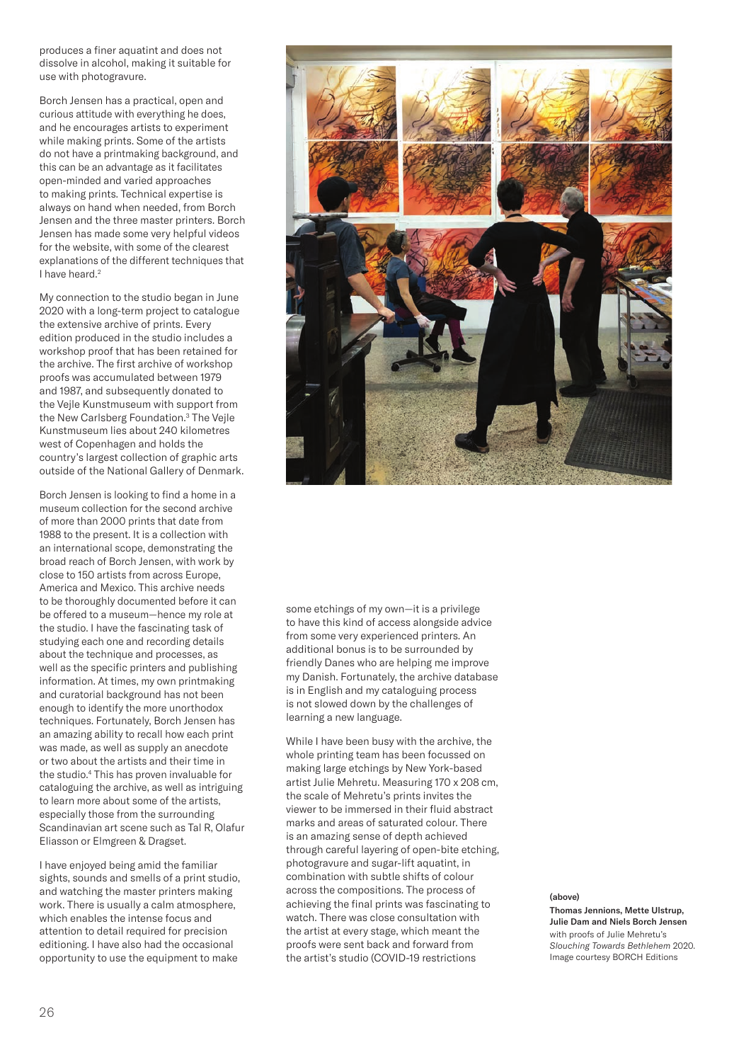produces a finer aquatint and does not dissolve in alcohol, making it suitable for use with photogravure.

Borch Jensen has a practical, open and curious attitude with everything he does, and he encourages artists to experiment while making prints. Some of the artists do not have a printmaking background, and this can be an advantage as it facilitates open-minded and varied approaches to making prints. Technical expertise is always on hand when needed, from Borch Jensen and the three master printers. Borch Jensen has made some very helpful videos for the website, with some of the clearest explanations of the different techniques that I have heard.[2]

My connection to the studio began in June 2020 with a long-term project to catalogue the extensive archive of prints. Every edition produced in the studio includes a workshop proof that has been retained for the archive. The first archive of workshop proofs was accumulated between 1979 and 1987, and subsequently donated to the Vejle Kunstmuseum with support from the New Carlsberg Foundation.[3] The Vejle Kunstmuseum lies about 240 kilometres west of Copenhagen and holds the country's largest collection of graphic arts outside of the National Gallery of Denmark.

Borch Jensen is looking to find a home in a museum collection for the second archive of more than 2000 prints that date from 1988 to the present. It is a collection with an international scope, demonstrating the broad reach of Borch Jensen, with work by close to 150 artists from across Europe, America and Mexico. This archive needs to be thoroughly documented before it can be offered to a museum—hence my role at the studio. I have the fascinating task of studying each one and recording details about the technique and processes, as well as the specific printers and publishing information. At times, my own printmaking and curatorial background has not been enough to identify the more unorthodox techniques. Fortunately, Borch Jensen has an amazing ability to recall how each print was made, as well as supply an anecdote or two about the artists and their time in the studio.[4] This has proven invaluable for cataloguing the archive, as well as intriguing to learn more about some of the artists, especially those from the surrounding Scandinavian art scene such as Tal R, Olafur Eliasson or Elmgreen & Dragset.

I have enjoyed being amid the familiar sights, sounds and smells of a print studio, and watching the master printers making work. There is usually a calm atmosphere, which enables the intense focus and attention to detail required for precision editioning. I have also had the occasional opportunity to use the equipment to make some etchings of my own—it is a privilege to have this kind of access alongside advice from some very experienced printers. An additional bonus is to be surrounded by friendly Danes who are helping me improve my Danish. Fortunately, the archive database is in English and my cataloguing process is not slowed down by the challenges of learning a new language.

While I have been busy with the archive, the whole printing team has been focussed on making large etchings by New York-based artist Julie Mehretu. Measuring 170 x 208 cm, the scale of Mehretu's prints invites the viewer to be immersed in their fluid abstract marks and areas of saturated colour. There is an amazing sense of depth achieved through careful layering of open-bite etching, photogravure and sugar-lift aquatint, in combination with subtle shifts of colour across the compositions. The process of achieving the final prints was fascinating to watch. There was close consultation with the artist at every stage, which meant the proofs were sent back and forward from the artist's studio (COVID-19 restrictions

**(above)**
**Thomas Jennions, Mette Ulstrup, Julie Dam and Niels Borch Jensen** with proofs of Julie Mehretu's *Slouching Towards Bethlehem* 2020. Image courtesy BORCH Editions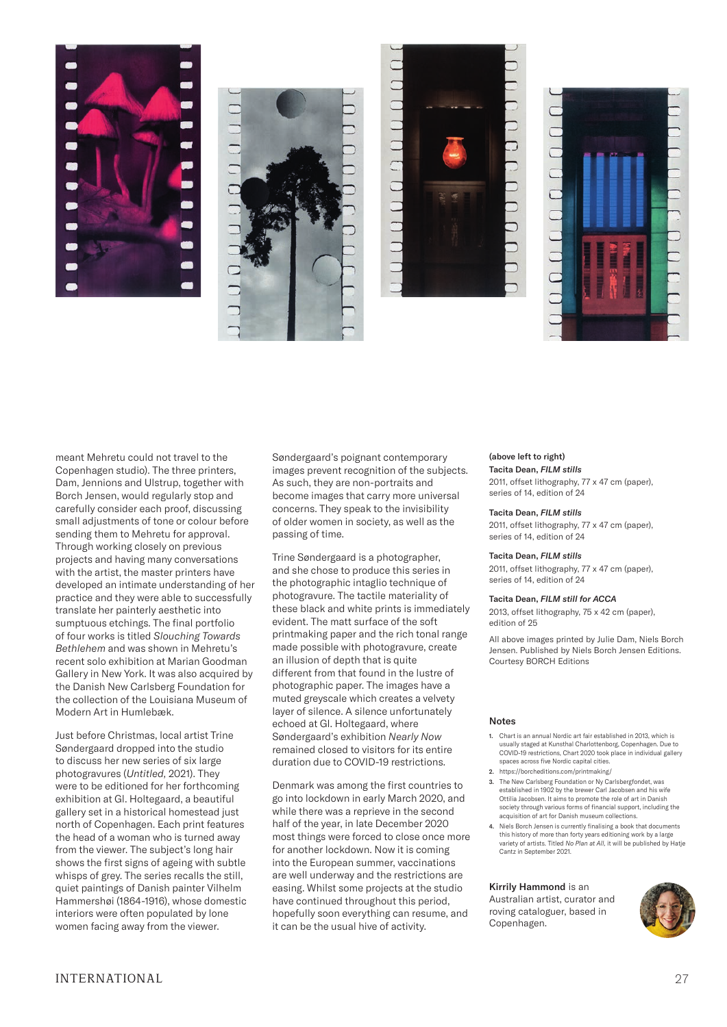meant Mehretu could not travel to the Copenhagen studio). The three printers, Dam, Jennions and Ulstrup, together with Borch Jensen, would regularly stop and carefully consider each proof, discussing small adjustments of tone or colour before sending them to Mehretu for approval. Through working closely on previous projects and having many conversations with the artist, the master printers have developed an intimate understanding of her practice and they were able to successfully translate her painterly aesthetic into sumptuous etchings. The final portfolio of four works is titled *Slouching Towards Bethlehem* and was shown in Mehretu's recent solo exhibition at Marian Goodman Gallery in New York. It was also acquired by the Danish New Carlsberg Foundation for the collection of the Louisiana Museum of Modern Art in Humlebæk.

Just before Christmas, local artist Trine Søndergaard dropped into the studio to discuss her new series of six large photogravures (*Untitled*, 2021). They were to be editioned for her forthcoming exhibition at Gl. Holtegaard, a beautiful gallery set in a historical homestead just north of Copenhagen. Each print features the head of a woman who is turned away from the viewer. The subject's long hair shows the first signs of ageing with subtle whisps of grey. The series recalls the still, quiet paintings of Danish painter Vilhelm Hammershøi (1864-1916), whose domestic interiors were often populated by lone women facing away from the viewer.

Søndergaard's poignant contemporary images prevent recognition of the subjects. As such, they are non-portraits and become images that carry more universal concerns. They speak to the invisibility of older women in society, as well as the passing of time.

Trine Søndergaard is a photographer, and she chose to produce this series in the photographic intaglio technique of photogravure. The tactile materiality of these black and white prints is immediately evident. The matt surface of the soft printmaking paper and the rich tonal range made possible with photogravure, create an illusion of depth that is quite different from that found in the lustre of photographic paper. The images have a muted greyscale which creates a velvety layer of silence. A silence unfortunately echoed at Gl. Holtegaard, where Søndergaard's exhibition *Nearly Now* remained closed to visitors for its entire duration due to COVID-19 restrictions.

Denmark was among the first countries to go into lockdown in early March 2020, and while there was a reprieve in the second half of the year, in late December 2020 most things were forced to close once more for another lockdown. Now it is coming into the European summer, vaccinations are well underway and the restrictions are easing. Whilst some projects at the studio have continued throughout this period, hopefully soon everything can resume, and it can be the usual hive of activity.

(above left to right)

**Tacita Dean, *FILM stills***
2011, offset lithography, 77 x 47 cm (paper), series of 14, edition of 24

**Tacita Dean, *FILM stills***
2011, offset lithography, 77 x 47 cm (paper), series of 14, edition of 24

**Tacita Dean, *FILM stills***
2011, offset lithography, 77 x 47 cm (paper), series of 14, edition of 24

**Tacita Dean, *FILM still for ACCA***
2013, offset lithography, 75 x 42 cm (paper), edition of 25

All above images printed by Julie Dam, Niels Borch Jensen. Published by Niels Borch Jensen Editions. Courtesy BORCH Editions

## Notes

1. Chart is an annual Nordic art fair established in 2013, which is usually staged at Kunsthal Charlottenborg, Copenhagen. Due to COVID-19 restrictions, Chart 2020 took place in individual gallery spaces across five Nordic capital cities.
2. https://borcheditions.com/printmaking/
3. The New Carlsberg Foundation or Ny Carlsbergfondet, was established in 1902 by the brewer Carl Jacobsen and his wife Ottilia Jacobsen. It aims to promote the role of art in Danish society through various forms of financial support, including the acquisition of art for Danish museum collections.
4. Niels Borch Jensen is currently finalising a book that documents this history of more than forty years editioning work by a large variety of artists. Titled *No Plan at All*, it will be published by Hatje Cantz in September 2021.

**Kirrily Hammond** is an Australian artist, curator and roving cataloguer, based in Copenhagen.